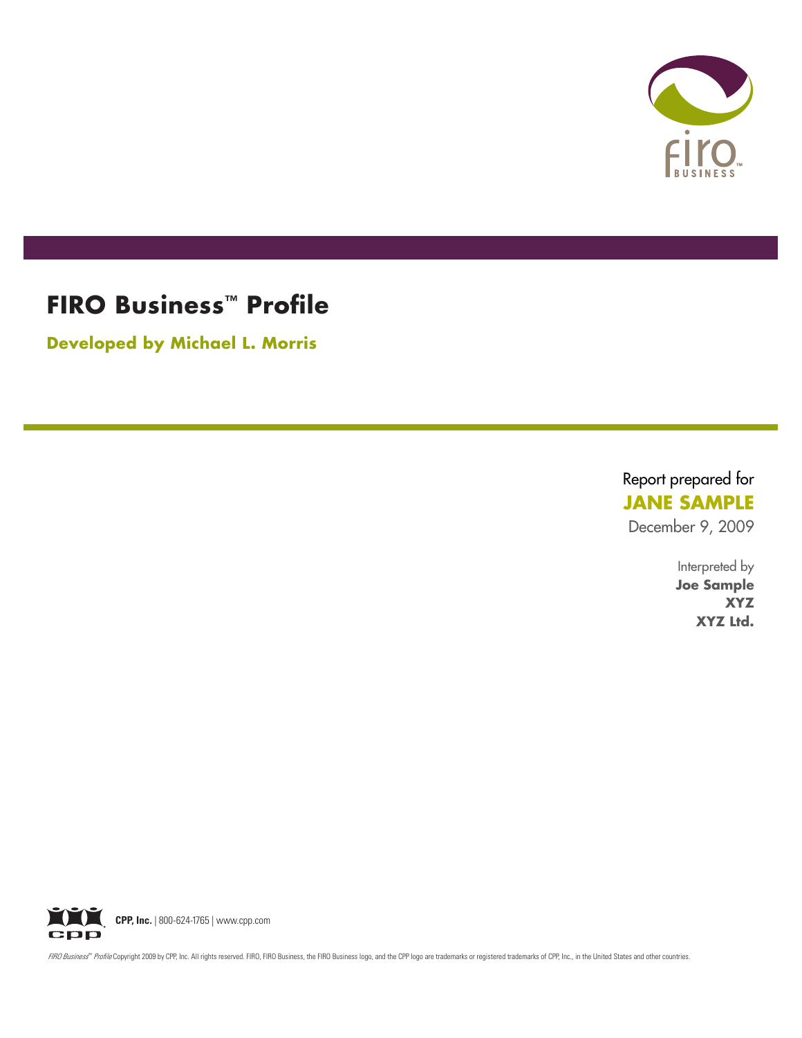# FIRO Business™ Profile

**Developed by Michael L. Morris**

Report prepared for
**JANE SAMPLE**
December 9, 2009

Interpreted by
**Joe Sample**
**XYZ**
**XYZ Ltd.**

**CPP, Inc.** | 800-624-1765 | www.cpp.com

*FIRO Business™ Profile* Copyright 2009 by CPP, Inc. All rights reserved. FIRO, FIRO Business, the FIRO Business logo, and the CPP logo are trademarks or registered trademarks of CPP, Inc., in the United States and other countries.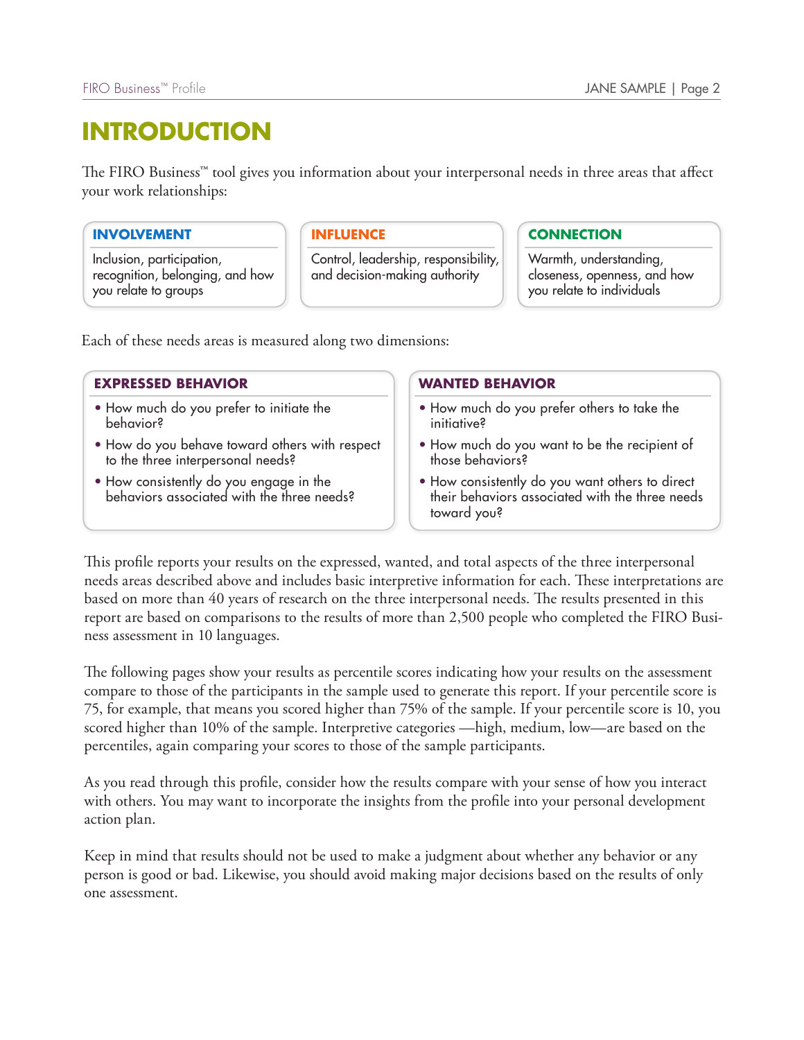# INTRODUCTION

The FIRO Business™ tool gives you information about your interpersonal needs in three areas that affect your work relationships:

### INVOLVEMENT

Inclusion, participation, recognition, belonging, and how you relate to groups

### INFLUENCE

Control, leadership, responsibility, and decision-making authority

### CONNECTION

Warmth, understanding, closeness, openness, and how you relate to individuals

Each of these needs areas is measured along two dimensions:

### EXPRESSED BEHAVIOR

- How much do you prefer to initiate the behavior?
- How do you behave toward others with respect to the three interpersonal needs?
- How consistently do you engage in the behaviors associated with the three needs?

### WANTED BEHAVIOR

- How much do you prefer others to take the initiative?
- How much do you want to be the recipient of those behaviors?
- How consistently do you want others to direct their behaviors associated with the three needs toward you?

This profile reports your results on the expressed, wanted, and total aspects of the three interpersonal needs areas described above and includes basic interpretive information for each. These interpretations are based on more than 40 years of research on the three interpersonal needs. The results presented in this report are based on comparisons to the results of more than 2,500 people who completed the FIRO Business assessment in 10 languages.

The following pages show your results as percentile scores indicating how your results on the assessment compare to those of the participants in the sample used to generate this report. If your percentile score is 75, for example, that means you scored higher than 75% of the sample. If your percentile score is 10, you scored higher than 10% of the sample. Interpretive categories —high, medium, low—are based on the percentiles, again comparing your scores to those of the sample participants.

As you read through this profile, consider how the results compare with your sense of how you interact with others. You may want to incorporate the insights from the profile into your personal development action plan.

Keep in mind that results should not be used to make a judgment about whether any behavior or any person is good or bad. Likewise, you should avoid making major decisions based on the results of only one assessment.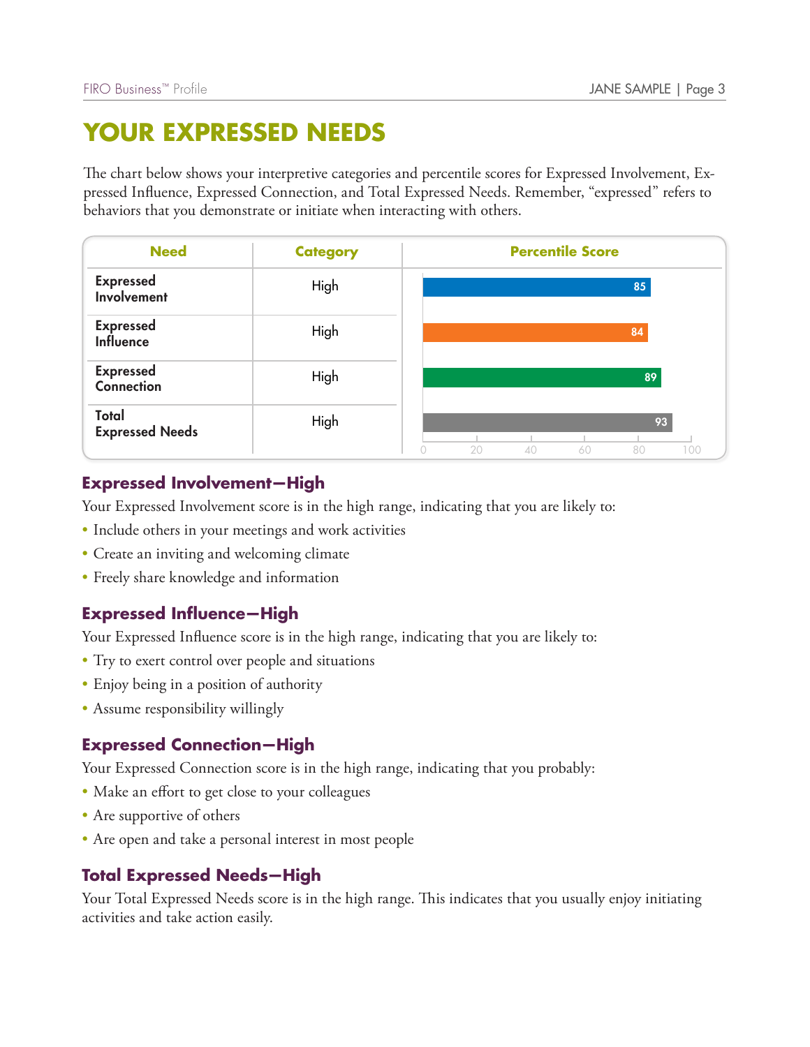# YOUR EXPRESSED NEEDS

The chart below shows your interpretive categories and percentile scores for Expressed Involvement, Expressed Influence, Expressed Connection, and Total Expressed Needs. Remember, "expressed" refers to behaviors that you demonstrate or initiate when interacting with others.

| Need | Category | Percentile Score |
|---|---|---|
| Expressed Involvement | High | 85 |
| Expressed Influence | High | 84 |
| Expressed Connection | High | 89 |
| Total Expressed Needs | High | 93 |

## Expressed Involvement—High

Your Expressed Involvement score is in the high range, indicating that you are likely to:

- Include others in your meetings and work activities
- Create an inviting and welcoming climate
- Freely share knowledge and information

## Expressed Influence—High

Your Expressed Influence score is in the high range, indicating that you are likely to:

- Try to exert control over people and situations
- Enjoy being in a position of authority
- Assume responsibility willingly

## Expressed Connection—High

Your Expressed Connection score is in the high range, indicating that you probably:

- Make an effort to get close to your colleagues
- Are supportive of others
- Are open and take a personal interest in most people

## Total Expressed Needs—High

Your Total Expressed Needs score is in the high range. This indicates that you usually enjoy initiating activities and take action easily.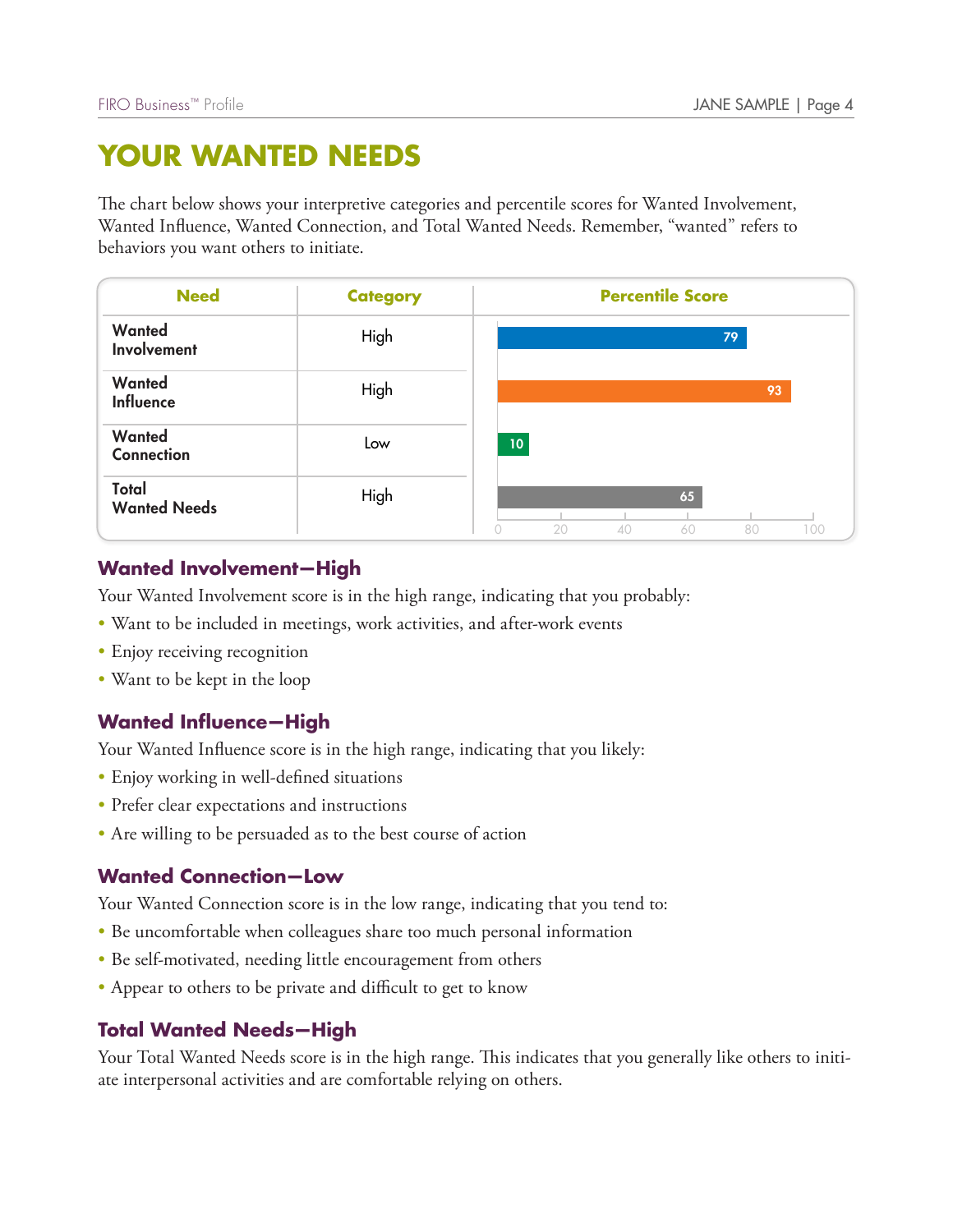# YOUR WANTED NEEDS

The chart below shows your interpretive categories and percentile scores for Wanted Involvement, Wanted Influence, Wanted Connection, and Total Wanted Needs. Remember, "wanted" refers to behaviors you want others to initiate.

| Need | Category | Percentile Score |
|---|---|---|
| Wanted Involvement | High | 79 |
| Wanted Influence | High | 93 |
| Wanted Connection | Low | 10 |
| Total Wanted Needs | High | 65 |

## Wanted Involvement—High

Your Wanted Involvement score is in the high range, indicating that you probably:

- Want to be included in meetings, work activities, and after-work events
- Enjoy receiving recognition
- Want to be kept in the loop

## Wanted Influence—High

Your Wanted Influence score is in the high range, indicating that you likely:

- Enjoy working in well-defined situations
- Prefer clear expectations and instructions
- Are willing to be persuaded as to the best course of action

## Wanted Connection—Low

Your Wanted Connection score is in the low range, indicating that you tend to:

- Be uncomfortable when colleagues share too much personal information
- Be self-motivated, needing little encouragement from others
- Appear to others to be private and difficult to get to know

## Total Wanted Needs—High

Your Total Wanted Needs score is in the high range. This indicates that you generally like others to initiate interpersonal activities and are comfortable relying on others.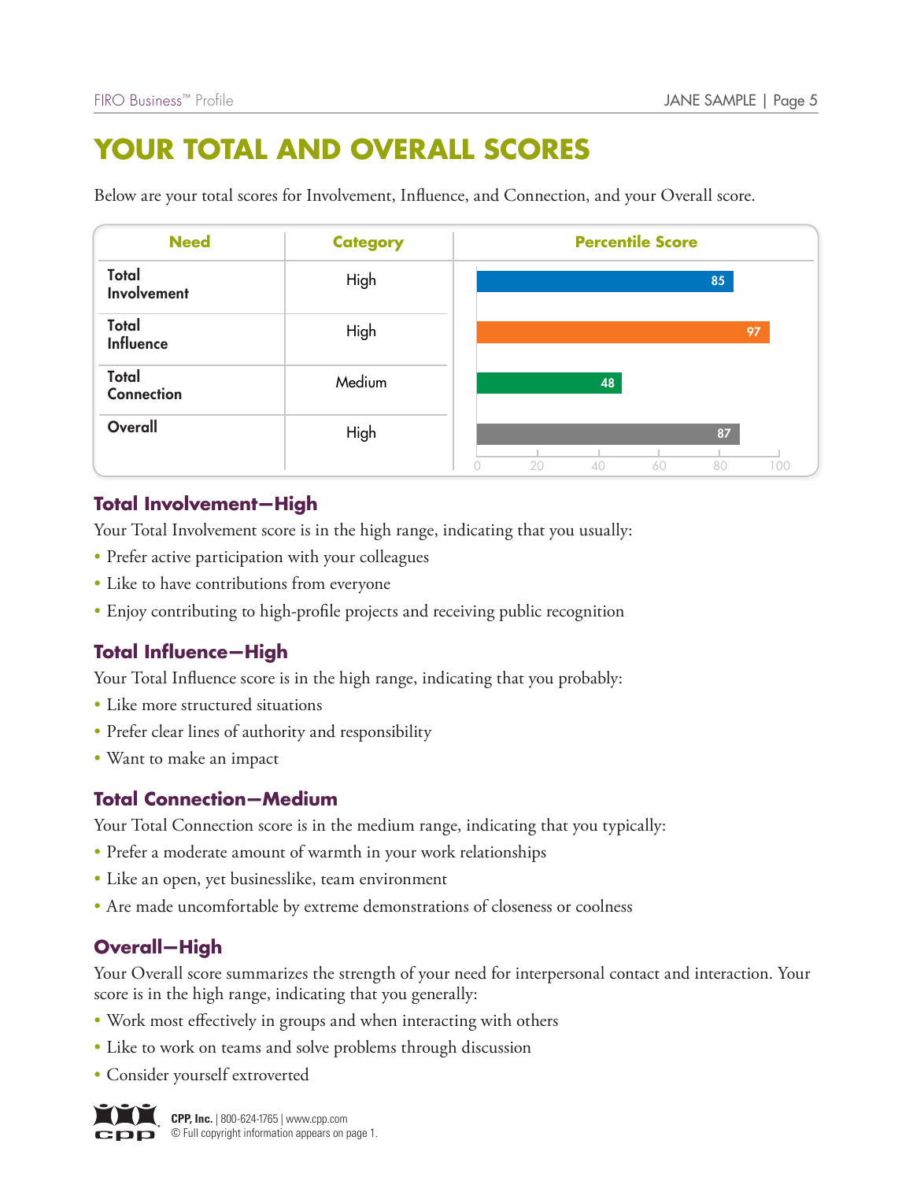# YOUR TOTAL AND OVERALL SCORES

Below are your total scores for Involvement, Influence, and Connection, and your Overall score.

| Need | Category | Percentile Score |
|---|---|---|
| Total Involvement | High | 85 |
| Total Influence | High | 97 |
| Total Connection | Medium | 48 |
| Overall | High | 87 |

0 20 40 60 80 100

## Total Involvement—High

Your Total Involvement score is in the high range, indicating that you usually:

- Prefer active participation with your colleagues
- Like to have contributions from everyone
- Enjoy contributing to high-profile projects and receiving public recognition

## Total Influence—High

Your Total Influence score is in the high range, indicating that you probably:

- Like more structured situations
- Prefer clear lines of authority and responsibility
- Want to make an impact

## Total Connection—Medium

Your Total Connection score is in the medium range, indicating that you typically:

- Prefer a moderate amount of warmth in your work relationships
- Like an open, yet businesslike, team environment
- Are made uncomfortable by extreme demonstrations of closeness or coolness

## Overall—High

Your Overall score summarizes the strength of your need for interpersonal contact and interaction. Your score is in the high range, indicating that you generally:

- Work most effectively in groups and when interacting with others
- Like to work on teams and solve problems through discussion
- Consider yourself extroverted